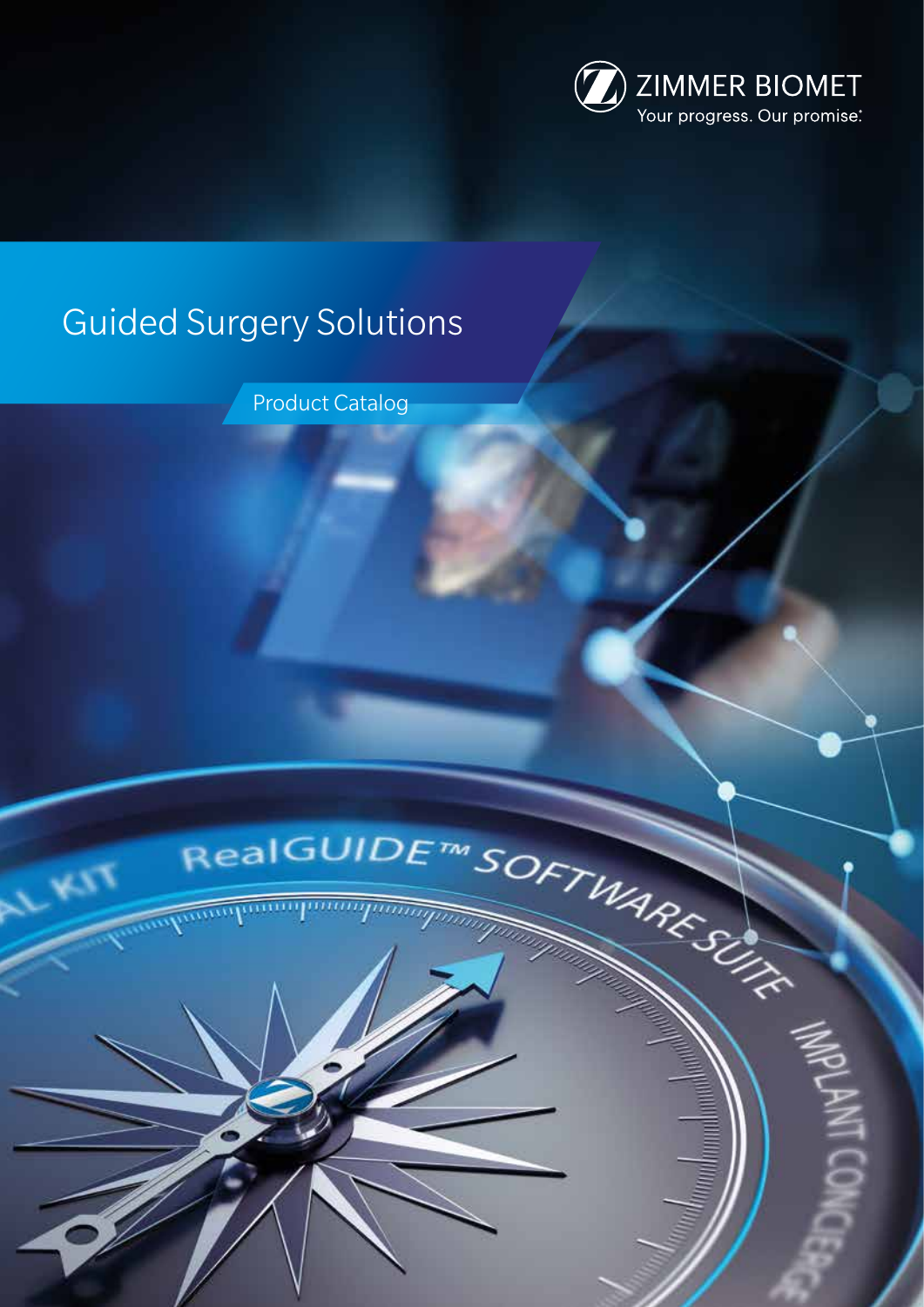ZIMMER BIOMET

Your progress. Our promise.

# Guided Surgery Solutions

## Product Catalog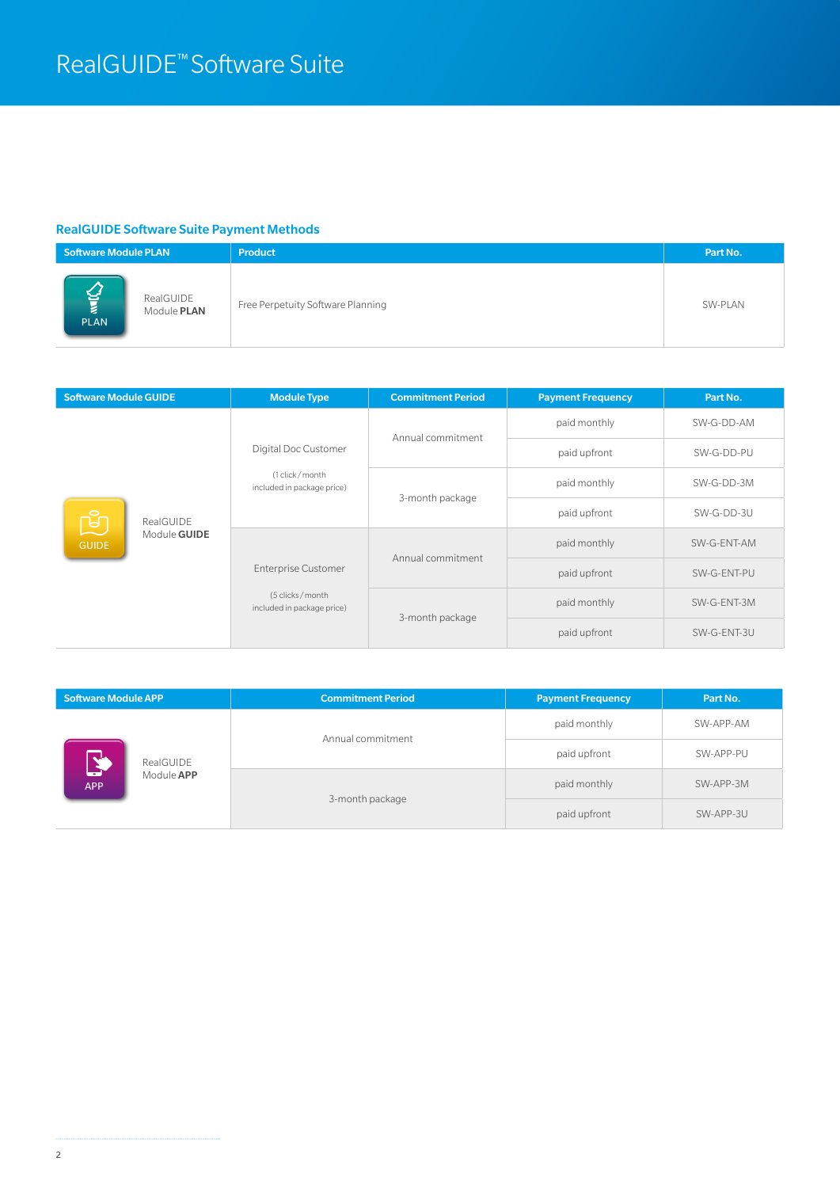# RealGUIDE™ Software Suite

## RealGUIDE Software Suite Payment Methods

| Software Module PLAN | Product | Part No. |
|---|---|---|
| PLAN RealGUIDE Module **PLAN** | Free Perpetuity Software Planning | SW-PLAN |

| Software Module GUIDE | Module Type | Commitment Period | Payment Frequency | Part No. |
|---|---|---|---|---|
| GUIDE RealGUIDE Module **GUIDE** | Digital Doc Customer (1 click / month included in package price) | Annual commitment | paid monthly | SW-G-DD-AM |
| | | | paid upfront | SW-G-DD-PU |
| | | 3-month package | paid monthly | SW-G-DD-3M |
| | | | paid upfront | SW-G-DD-3U |
| | Enterprise Customer (5 clicks / month included in package price) | Annual commitment | paid monthly | SW-G-ENT-AM |
| | | | paid upfront | SW-G-ENT-PU |
| | | 3-month package | paid monthly | SW-G-ENT-3M |
| | | | paid upfront | SW-G-ENT-3U |

| Software Module APP | Commitment Period | Payment Frequency | Part No. |
|---|---|---|---|
| APP RealGUIDE Module **APP** | Annual commitment | paid monthly | SW-APP-AM |
| | | paid upfront | SW-APP-PU |
| | 3-month package | paid monthly | SW-APP-3M |
| | | paid upfront | SW-APP-3U |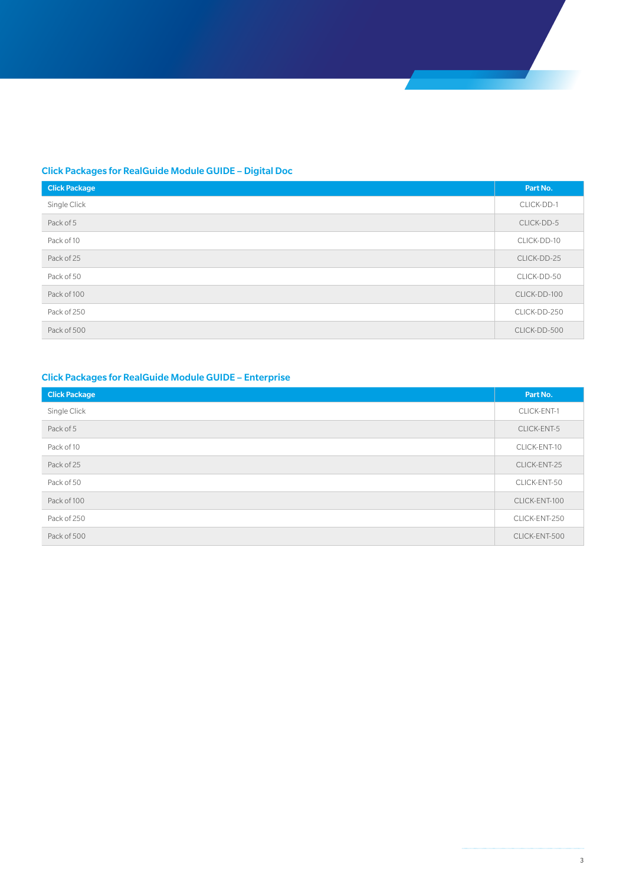### Click Packages for RealGuide Module GUIDE – Digital Doc

| Click Package | Part No. |
| --- | --- |
| Single Click | CLICK-DD-1 |
| Pack of 5 | CLICK-DD-5 |
| Pack of 10 | CLICK-DD-10 |
| Pack of 25 | CLICK-DD-25 |
| Pack of 50 | CLICK-DD-50 |
| Pack of 100 | CLICK-DD-100 |
| Pack of 250 | CLICK-DD-250 |
| Pack of 500 | CLICK-DD-500 |

### Click Packages for RealGuide Module GUIDE – Enterprise

| Click Package | Part No. |
| --- | --- |
| Single Click | CLICK-ENT-1 |
| Pack of 5 | CLICK-ENT-5 |
| Pack of 10 | CLICK-ENT-10 |
| Pack of 25 | CLICK-ENT-25 |
| Pack of 50 | CLICK-ENT-50 |
| Pack of 100 | CLICK-ENT-100 |
| Pack of 250 | CLICK-ENT-250 |
| Pack of 500 | CLICK-ENT-500 |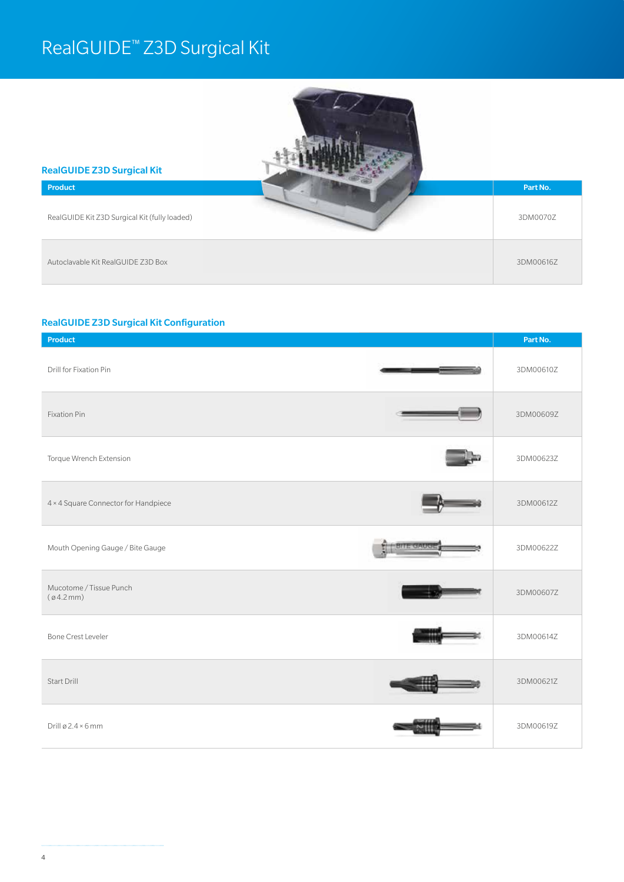# RealGUIDE™ Z3D Surgical Kit

## RealGUIDE Z3D Surgical Kit

| Product | Part No. |
|---|---|
| RealGUIDE Kit Z3D Surgical Kit (fully loaded) | 3DM0070Z |
| Autoclavable Kit RealGUIDE Z3D Box | 3DM00616Z |

## RealGUIDE Z3D Surgical Kit Configuration

| Product | Part No. |
|---|---|
| Drill for Fixation Pin | 3DM00610Z |
| Fixation Pin | 3DM00609Z |
| Torque Wrench Extension | 3DM00623Z |
| 4 × 4 Square Connector for Handpiece | 3DM00612Z |
| Mouth Opening Gauge / Bite Gauge | 3DM00622Z |
| Mucotome / Tissue Punch (ø 4.2 mm) | 3DM00607Z |
| Bone Crest Leveler | 3DM00614Z |
| Start Drill | 3DM00621Z |
| Drill ø 2.4 × 6 mm | 3DM00619Z |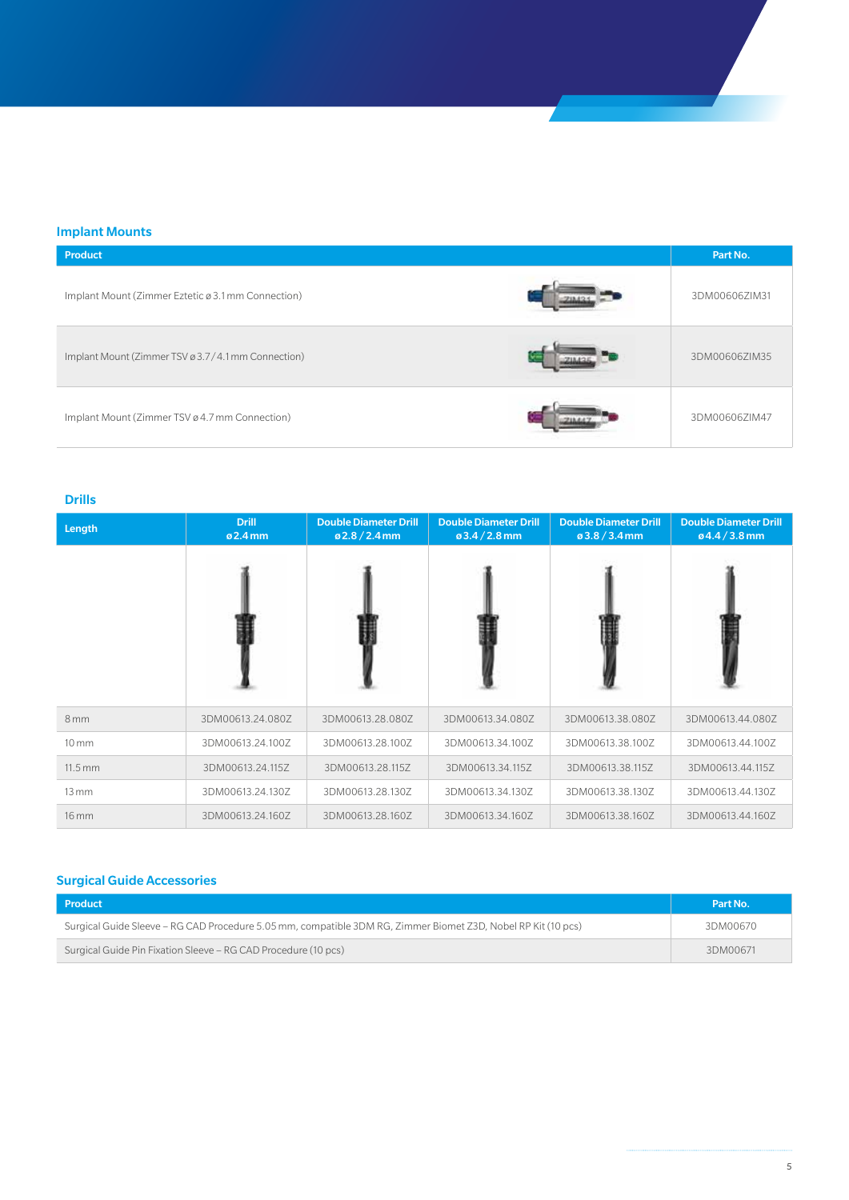## Implant Mounts

| Product | Part No. |
|---|---|
| Implant Mount (Zimmer Eztetic ø 3.1 mm Connection) | 3DM00606ZIM31 |
| Implant Mount (Zimmer TSV ø 3.7 / 4.1 mm Connection) | 3DM00606ZIM35 |
| Implant Mount (Zimmer TSV ø 4.7 mm Connection) | 3DM00606ZIM47 |

## Drills

| Length | Drill ø 2.4 mm | Double Diameter Drill ø 2.8 / 2.4 mm | Double Diameter Drill ø 3.4 / 2.8 mm | Double Diameter Drill ø 3.8 / 3.4 mm | Double Diameter Drill ø 4.4 / 3.8 mm |
|---|---|---|---|---|---|
| 8 mm | 3DM00613.24.080Z | 3DM00613.28.080Z | 3DM00613.34.080Z | 3DM00613.38.080Z | 3DM00613.44.080Z |
| 10 mm | 3DM00613.24.100Z | 3DM00613.28.100Z | 3DM00613.34.100Z | 3DM00613.38.100Z | 3DM00613.44.100Z |
| 11.5 mm | 3DM00613.24.115Z | 3DM00613.28.115Z | 3DM00613.34.115Z | 3DM00613.38.115Z | 3DM00613.44.115Z |
| 13 mm | 3DM00613.24.130Z | 3DM00613.28.130Z | 3DM00613.34.130Z | 3DM00613.38.130Z | 3DM00613.44.130Z |
| 16 mm | 3DM00613.24.160Z | 3DM00613.28.160Z | 3DM00613.34.160Z | 3DM00613.38.160Z | 3DM00613.44.160Z |

## Surgical Guide Accessories

| Product | Part No. |
|---|---|
| Surgical Guide Sleeve – RG CAD Procedure 5.05 mm, compatible 3DM RG, Zimmer Biomet Z3D, Nobel RP Kit (10 pcs) | 3DM00670 |
| Surgical Guide Pin Fixation Sleeve – RG CAD Procedure (10 pcs) | 3DM00671 |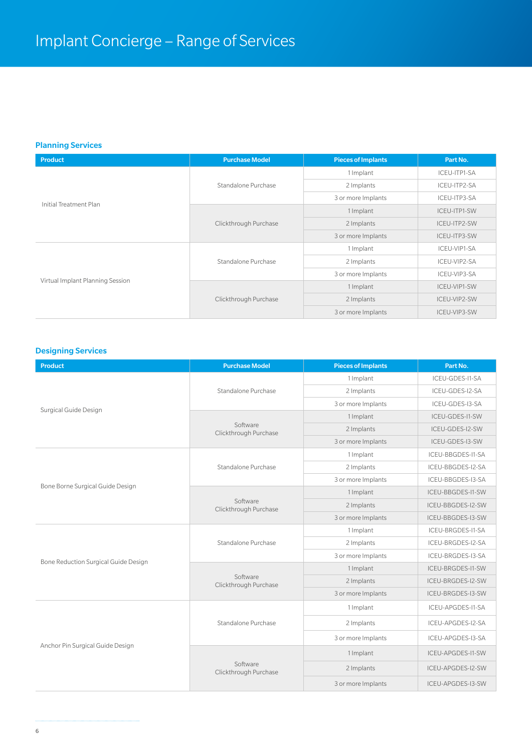# Implant Concierge – Range of Services

## Planning Services

| Product | Purchase Model | Pieces of Implants | Part No. |
|---|---|---|---|
| Initial Treatment Plan | Standalone Purchase | 1 Implant | ICEU-ITP1-SA |
| | | 2 Implants | ICEU-ITP2-SA |
| | | 3 or more Implants | ICEU-ITP3-SA |
| | Clickthrough Purchase | 1 Implant | ICEU-ITP1-SW |
| | | 2 Implants | ICEU-ITP2-SW |
| | | 3 or more Implants | ICEU-ITP3-SW |
| Virtual Implant Planning Session | Standalone Purchase | 1 Implant | ICEU-VIP1-SA |
| | | 2 Implants | ICEU-VIP2-SA |
| | | 3 or more Implants | ICEU-VIP3-SA |
| | Clickthrough Purchase | 1 Implant | ICEU-VIP1-SW |
| | | 2 Implants | ICEU-VIP2-SW |
| | | 3 or more Implants | ICEU-VIP3-SW |

## Designing Services

| Product | Purchase Model | Pieces of Implants | Part No. |
|---|---|---|---|
| Surgical Guide Design | Standalone Purchase | 1 Implant | ICEU-GDES-I1-SA |
| | | 2 Implants | ICEU-GDES-I2-SA |
| | | 3 or more Implants | ICEU-GDES-I3-SA |
| | Software Clickthrough Purchase | 1 Implant | ICEU-GDES-I1-SW |
| | | 2 Implants | ICEU-GDES-I2-SW |
| | | 3 or more Implants | ICEU-GDES-I3-SW |
| Bone Borne Surgical Guide Design | Standalone Purchase | 1 Implant | ICEU-BBGDES-I1-SA |
| | | 2 Implants | ICEU-BBGDES-I2-SA |
| | | 3 or more Implants | ICEU-BBGDES-I3-SA |
| | Software Clickthrough Purchase | 1 Implant | ICEU-BBGDES-I1-SW |
| | | 2 Implants | ICEU-BBGDES-I2-SW |
| | | 3 or more Implants | ICEU-BBGDES-I3-SW |
| Bone Reduction Surgical Guide Design | Standalone Purchase | 1 Implant | ICEU-BRGDES-I1-SA |
| | | 2 Implants | ICEU-BRGDES-I2-SA |
| | | 3 or more Implants | ICEU-BRGDES-I3-SA |
| | Software Clickthrough Purchase | 1 Implant | ICEU-BRGDES-I1-SW |
| | | 2 Implants | ICEU-BRGDES-I2-SW |
| | | 3 or more Implants | ICEU-BRGDES-I3-SW |
| Anchor Pin Surgical Guide Design | Standalone Purchase | 1 Implant | ICEU-APGDES-I1-SA |
| | | 2 Implants | ICEU-APGDES-I2-SA |
| | | 3 or more Implants | ICEU-APGDES-I3-SA |
| | Software Clickthrough Purchase | 1 Implant | ICEU-APGDES-I1-SW |
| | | 2 Implants | ICEU-APGDES-I2-SW |
| | | 3 or more Implants | ICEU-APGDES-I3-SW |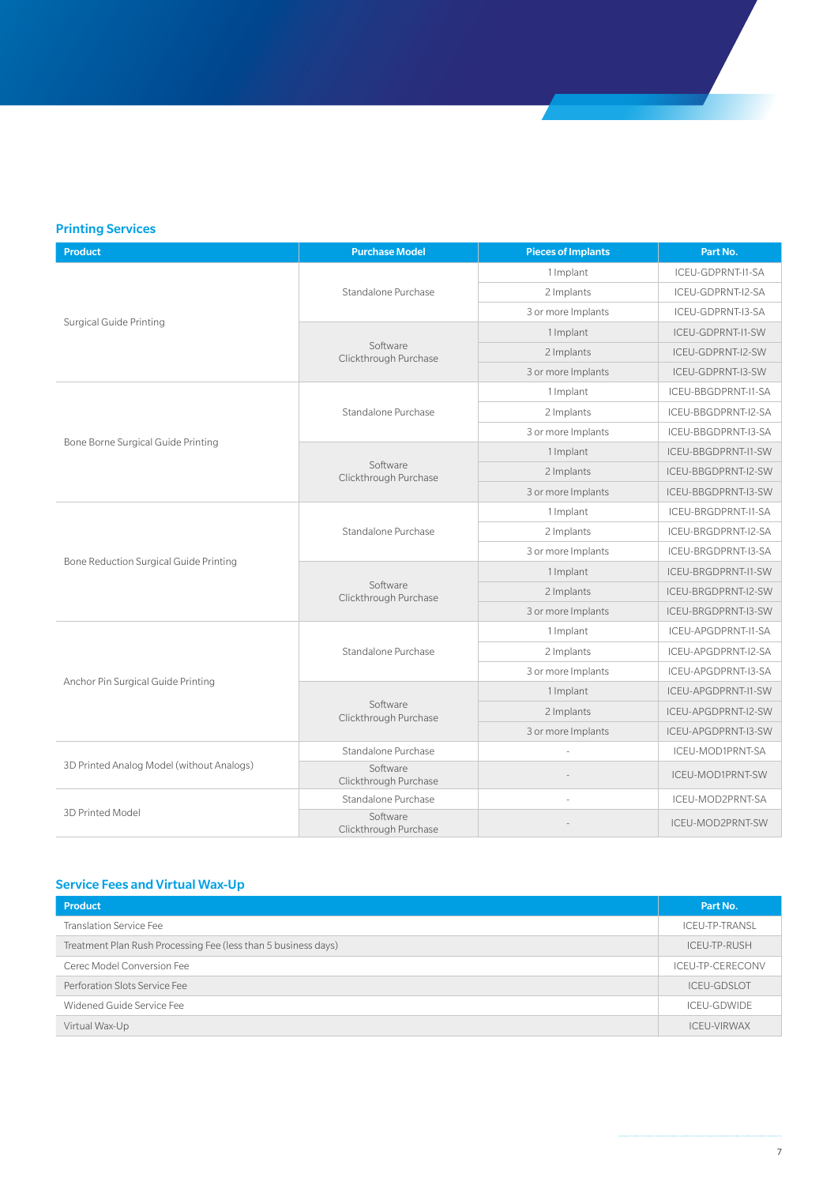## Printing Services

| Product | Purchase Model | Pieces of Implants | Part No. |
| --- | --- | --- | --- |
| Surgical Guide Printing | Standalone Purchase | 1 Implant | ICEU-GDPRNT-I1-SA |
| | | 2 Implants | ICEU-GDPRNT-I2-SA |
| | | 3 or more Implants | ICEU-GDPRNT-I3-SA |
| | Software Clickthrough Purchase | 1 Implant | ICEU-GDPRNT-I1-SW |
| | | 2 Implants | ICEU-GDPRNT-I2-SW |
| | | 3 or more Implants | ICEU-GDPRNT-I3-SW |
| Bone Borne Surgical Guide Printing | Standalone Purchase | 1 Implant | ICEU-BBGDPRNT-I1-SA |
| | | 2 Implants | ICEU-BBGDPRNT-I2-SA |
| | | 3 or more Implants | ICEU-BBGDPRNT-I3-SA |
| | Software Clickthrough Purchase | 1 Implant | ICEU-BBGDPRNT-I1-SW |
| | | 2 Implants | ICEU-BBGDPRNT-I2-SW |
| | | 3 or more Implants | ICEU-BBGDPRNT-I3-SW |
| Bone Reduction Surgical Guide Printing | Standalone Purchase | 1 Implant | ICEU-BRGDPRNT-I1-SA |
| | | 2 Implants | ICEU-BRGDPRNT-I2-SA |
| | | 3 or more Implants | ICEU-BRGDPRNT-I3-SA |
| | Software Clickthrough Purchase | 1 Implant | ICEU-BRGDPRNT-I1-SW |
| | | 2 Implants | ICEU-BRGDPRNT-I2-SW |
| | | 3 or more Implants | ICEU-BRGDPRNT-I3-SW |
| Anchor Pin Surgical Guide Printing | Standalone Purchase | 1 Implant | ICEU-APGDPRNT-I1-SA |
| | | 2 Implants | ICEU-APGDPRNT-I2-SA |
| | | 3 or more Implants | ICEU-APGDPRNT-I3-SA |
| | Software Clickthrough Purchase | 1 Implant | ICEU-APGDPRNT-I1-SW |
| | | 2 Implants | ICEU-APGDPRNT-I2-SW |
| | | 3 or more Implants | ICEU-APGDPRNT-I3-SW |
| 3D Printed Analog Model (without Analogs) | Standalone Purchase | - | ICEU-MOD1PRNT-SA |
| | Software Clickthrough Purchase | - | ICEU-MOD1PRNT-SW |
| 3D Printed Model | Standalone Purchase | - | ICEU-MOD2PRNT-SA |
| | Software Clickthrough Purchase | - | ICEU-MOD2PRNT-SW |

## Service Fees and Virtual Wax-Up

| Product | Part No. |
| --- | --- |
| Translation Service Fee | ICEU-TP-TRANSL |
| Treatment Plan Rush Processing Fee (less than 5 business days) | ICEU-TP-RUSH |
| Cerec Model Conversion Fee | ICEU-TP-CERECONV |
| Perforation Slots Service Fee | ICEU-GDSLOT |
| Widened Guide Service Fee | ICEU-GDWIDE |
| Virtual Wax-Up | ICEU-VIRWAX |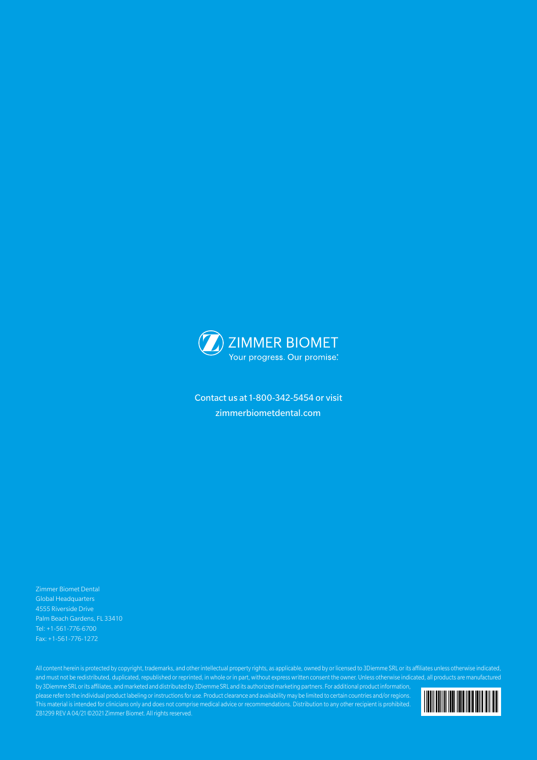ZIMMER BIOMET

Your progress. Our promise.®

Contact us at 1-800-342-5454 or visit zimmerbiometdental.com

Zimmer Biomet Dental
Global Headquarters
4555 Riverside Drive
Palm Beach Gardens, FL 33410
Tel: +1-561-776-6700
Fax: +1-561-776-1272

All content herein is protected by copyright, trademarks, and other intellectual property rights, as applicable, owned by or licensed to 3Diemme SRL or its affiliates unless otherwise indicated, and must not be redistributed, duplicated, republished or reprinted, in whole or in part, without express written consent the owner. Unless otherwise indicated, all products are manufactured by 3Diemme SRL or its affiliates, and marketed and distributed by 3Diemme SRL and its authorized marketing partners. For additional product information, please refer to the individual product labeling or instructions for use. Product clearance and availability may be limited to certain countries and/or regions. This material is intended for clinicians only and does not comprise medical advice or recommendations. Distribution to any other recipient is prohibited. ZB1299 REV A 04/21 ©2021 Zimmer Biomet. All rights reserved.